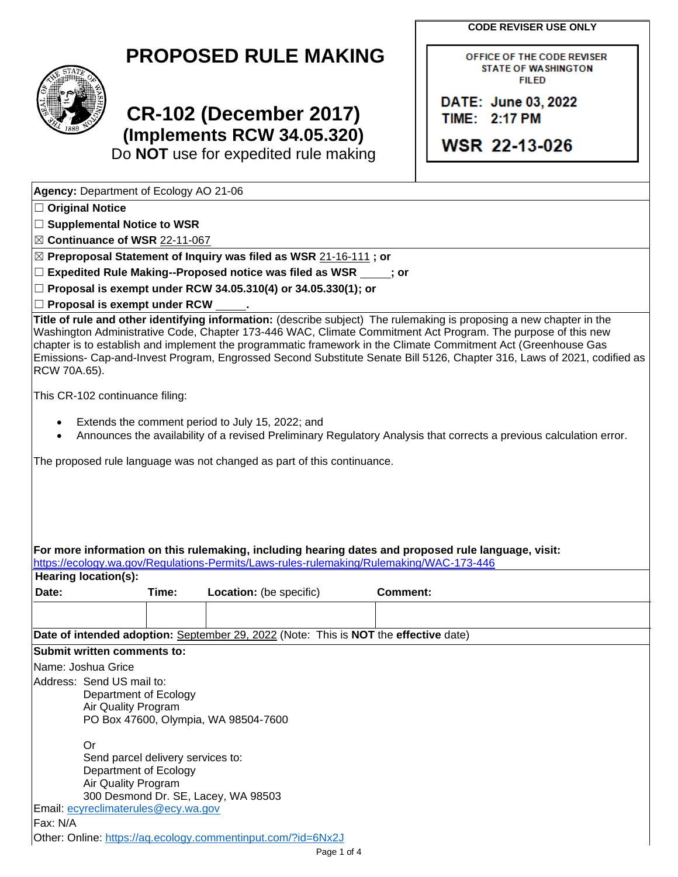# PROPOSED RULE MAKING

# CR-102 (December 2017)

## (Implements RCW 34.05.320)

Do **NOT** use for expedited rule making

**CODE REVISER USE ONLY**

OFFICE OF THE CODE REVISER
STATE OF WASHINGTON
FILED

DATE: June 03, 2022
TIME: 2:17 PM

WSR 22-13-026

**Agency:** Department of Ecology AO 21-06

☐ **Original Notice**

☐ **Supplemental Notice to WSR**

☒ **Continuance of WSR** 22-11-067

☒ **Preproposal Statement of Inquiry was filed as WSR** 21-16-111 **; or**

☐ **Expedited Rule Making--Proposed notice was filed as WSR _____; or**

☐ **Proposal is exempt under RCW 34.05.310(4) or 34.05.330(1); or**

☐ **Proposal is exempt under RCW _____.**

**Title of rule and other identifying information:** (describe subject) The rulemaking is proposing a new chapter in the Washington Administrative Code, Chapter 173-446 WAC, Climate Commitment Act Program. The purpose of this new chapter is to establish and implement the programmatic framework in the Climate Commitment Act (Greenhouse Gas Emissions- Cap-and-Invest Program, Engrossed Second Substitute Senate Bill 5126, Chapter 316, Laws of 2021, codified as RCW 70A.65).

This CR-102 continuance filing:

- Extends the comment period to July 15, 2022; and
- Announces the availability of a revised Preliminary Regulatory Analysis that corrects a previous calculation error.

The proposed rule language was not changed as part of this continuance.

**For more information on this rulemaking, including hearing dates and proposed rule language, visit:**
https://ecology.wa.gov/Regulations-Permits/Laws-rules-rulemaking/Rulemaking/WAC-173-446

**Hearing location(s):**

| **Date:** | **Time:** | **Location:** (be specific) | **Comment:** |
|---|---|---|---|
| | | | |

**Date of intended adoption:** September 29, 2022 (Note: This is **NOT** the **effective** date)

**Submit written comments to:**

Name: Joshua Grice

Address: Send US mail to:
Department of Ecology
Air Quality Program
PO Box 47600, Olympia, WA 98504-7600

Or
Send parcel delivery services to:
Department of Ecology
Air Quality Program
300 Desmond Dr. SE, Lacey, WA 98503

Email: ecyreclimaterules@ecy.wa.gov

Fax: N/A

Other: Online: https://aq.ecology.commentinput.com/?id=6Nx2J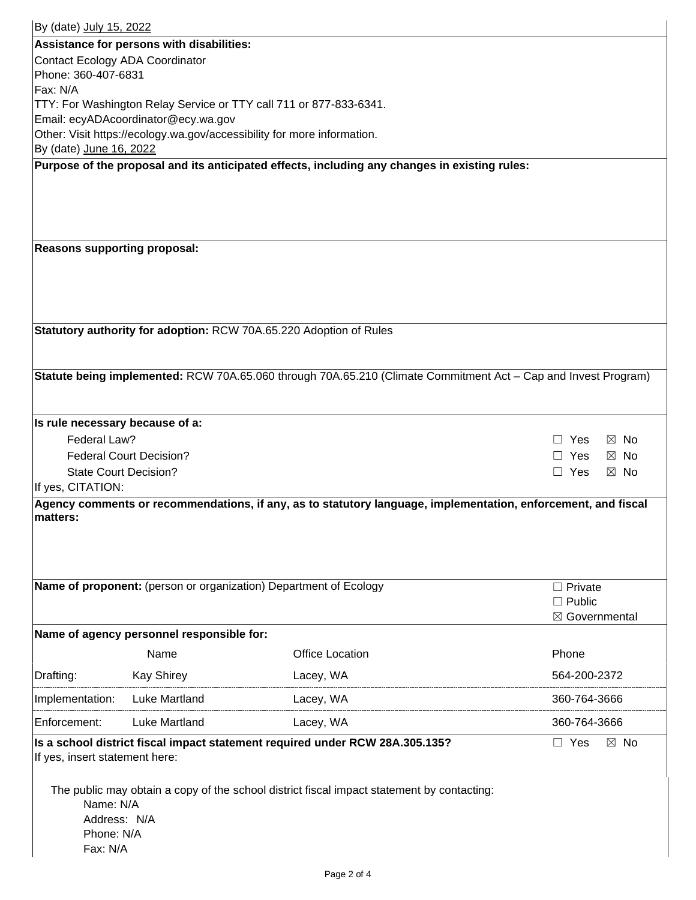By (date) July 15, 2022

**Assistance for persons with disabilities:**

Contact Ecology ADA Coordinator
Phone: 360-407-6831
Fax: N/A
TTY: For Washington Relay Service or TTY call 711 or 877-833-6341.
Email: ecyADAcoordinator@ecy.wa.gov
Other: Visit https://ecology.wa.gov/accessibility for more information.
By (date) June 16, 2022

**Purpose of the proposal and its anticipated effects, including any changes in existing rules:**

**Reasons supporting proposal:**

**Statutory authority for adoption:** RCW 70A.65.220 Adoption of Rules

**Statute being implemented:** RCW 70A.65.060 through 70A.65.210 (Climate Commitment Act – Cap and Invest Program)

**Is rule necessary because of a:**

| | |
|---|---|
| Federal Law? | ☐ Yes ☒ No |
| Federal Court Decision? | ☐ Yes ☒ No |
| State Court Decision? | ☐ Yes ☒ No |

If yes, CITATION:

**Agency comments or recommendations, if any, as to statutory language, implementation, enforcement, and fiscal matters:**

**Name of proponent:** (person or organization) Department of Ecology

☐ Private
☐ Public
☒ Governmental

**Name of agency personnel responsible for:**

| | Name | Office Location | Phone |
|---|---|---|---|
| Drafting: | Kay Shirey | Lacey, WA | 564-200-2372 |
| Implementation: | Luke Martland | Lacey, WA | 360-764-3666 |
| Enforcement: | Luke Martland | Lacey, WA | 360-764-3666 |

**Is a school district fiscal impact statement required under RCW 28A.305.135?** ☐ Yes ☒ No

If yes, insert statement here:

The public may obtain a copy of the school district fiscal impact statement by contacting:
Name: N/A
Address: N/A
Phone: N/A
Fax: N/A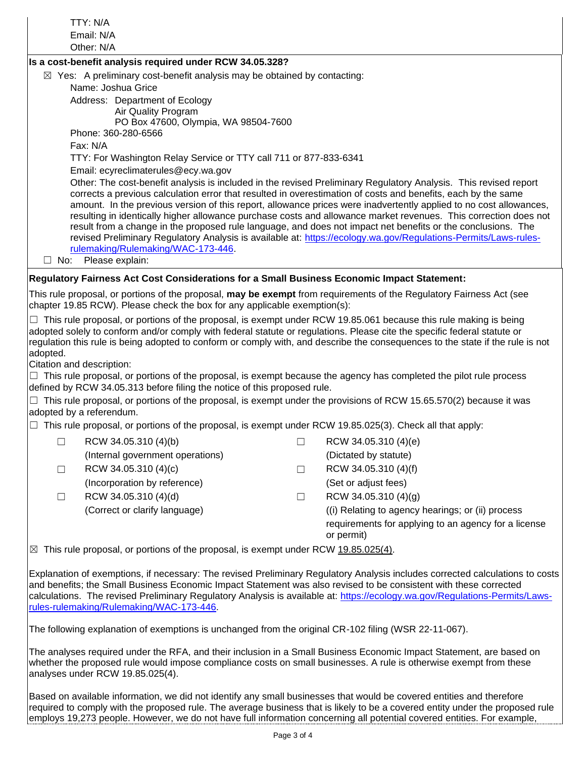TTY: N/A
Email: N/A
Other: N/A

**Is a cost-benefit analysis required under RCW 34.05.328?**

☒ Yes: A preliminary cost-benefit analysis may be obtained by contacting:

Name: Joshua Grice

Address: Department of Ecology
Air Quality Program
PO Box 47600, Olympia, WA 98504-7600

Phone: 360-280-6566

Fax: N/A

TTY: For Washington Relay Service or TTY call 711 or 877-833-6341

Email: ecyreclimaterules@ecy.wa.gov

Other: The cost-benefit analysis is included in the revised Preliminary Regulatory Analysis. This revised report corrects a previous calculation error that resulted in overestimation of costs and benefits, each by the same amount. In the previous version of this report, allowance prices were inadvertently applied to no cost allowances, resulting in identically higher allowance purchase costs and allowance market revenues. This correction does not result from a change in the proposed rule language, and does not impact net benefits or the conclusions. The revised Preliminary Regulatory Analysis is available at: https://ecology.wa.gov/Regulations-Permits/Laws-rules-rulemaking/Rulemaking/WAC-173-446.

☐ No: Please explain:

**Regulatory Fairness Act Cost Considerations for a Small Business Economic Impact Statement:**

This rule proposal, or portions of the proposal, **may be exempt** from requirements of the Regulatory Fairness Act (see chapter 19.85 RCW). Please check the box for any applicable exemption(s):

☐ This rule proposal, or portions of the proposal, is exempt under RCW 19.85.061 because this rule making is being adopted solely to conform and/or comply with federal statute or regulations. Please cite the specific federal statute or regulation this rule is being adopted to conform or comply with, and describe the consequences to the state if the rule is not adopted.

Citation and description:

☐ This rule proposal, or portions of the proposal, is exempt because the agency has completed the pilot rule process defined by RCW 34.05.313 before filing the notice of this proposed rule.

☐ This rule proposal, or portions of the proposal, is exempt under the provisions of RCW 15.65.570(2) because it was adopted by a referendum.

☐ This rule proposal, or portions of the proposal, is exempt under RCW 19.85.025(3). Check all that apply:

| | | | |
|---|---|---|---|
| ☐ | RCW 34.05.310 (4)(b) (Internal government operations) | ☐ | RCW 34.05.310 (4)(e) (Dictated by statute) |
| ☐ | RCW 34.05.310 (4)(c) (Incorporation by reference) | ☐ | RCW 34.05.310 (4)(f) (Set or adjust fees) |
| ☐ | RCW 34.05.310 (4)(d) (Correct or clarify language) | ☐ | RCW 34.05.310 (4)(g) ((i) Relating to agency hearings; or (ii) process requirements for applying to an agency for a license or permit) |

☒ This rule proposal, or portions of the proposal, is exempt under RCW 19.85.025(4).

Explanation of exemptions, if necessary: The revised Preliminary Regulatory Analysis includes corrected calculations to costs and benefits; the Small Business Economic Impact Statement was also revised to be consistent with these corrected calculations. The revised Preliminary Regulatory Analysis is available at: https://ecology.wa.gov/Regulations-Permits/Laws-rules-rulemaking/Rulemaking/WAC-173-446.

The following explanation of exemptions is unchanged from the original CR-102 filing (WSR 22-11-067).

The analyses required under the RFA, and their inclusion in a Small Business Economic Impact Statement, are based on whether the proposed rule would impose compliance costs on small businesses. A rule is otherwise exempt from these analyses under RCW 19.85.025(4).

Based on available information, we did not identify any small businesses that would be covered entities and therefore required to comply with the proposed rule. The average business that is likely to be a covered entity under the proposed rule employs 19,273 people. However, we do not have full information concerning all potential covered entities. For example,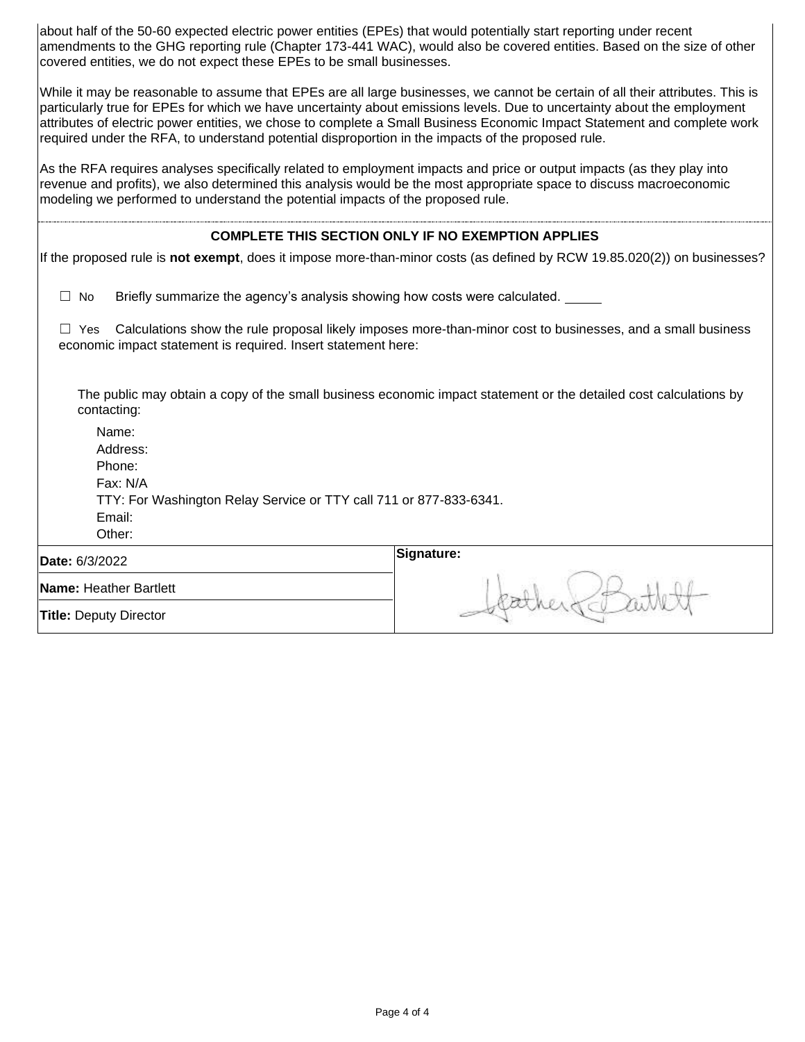about half of the 50-60 expected electric power entities (EPEs) that would potentially start reporting under recent amendments to the GHG reporting rule (Chapter 173-441 WAC), would also be covered entities. Based on the size of other covered entities, we do not expect these EPEs to be small businesses.

While it may be reasonable to assume that EPEs are all large businesses, we cannot be certain of all their attributes. This is particularly true for EPEs for which we have uncertainty about emissions levels. Due to uncertainty about the employment attributes of electric power entities, we chose to complete a Small Business Economic Impact Statement and complete work required under the RFA, to understand potential disproportion in the impacts of the proposed rule.

As the RFA requires analyses specifically related to employment impacts and price or output impacts (as they play into revenue and profits), we also determined this analysis would be the most appropriate space to discuss macroeconomic modeling we performed to understand the potential impacts of the proposed rule.

**COMPLETE THIS SECTION ONLY IF NO EXEMPTION APPLIES**

If the proposed rule is **not exempt**, does it impose more-than-minor costs (as defined by RCW 19.85.020(2)) on businesses?

☐ No Briefly summarize the agency's analysis showing how costs were calculated. _____

☐ Yes Calculations show the rule proposal likely imposes more-than-minor cost to businesses, and a small business economic impact statement is required. Insert statement here:

The public may obtain a copy of the small business economic impact statement or the detailed cost calculations by contacting:

Name:
Address:
Phone:
Fax: N/A
TTY: For Washington Relay Service or TTY call 711 or 877-833-6341.
Email:
Other:

| | |
|---|---|
| **Date:** 6/3/2022 | **Signature:** |
| **Name:** Heather Bartlett | Heather R Bartlett |
| **Title:** Deputy Director | |